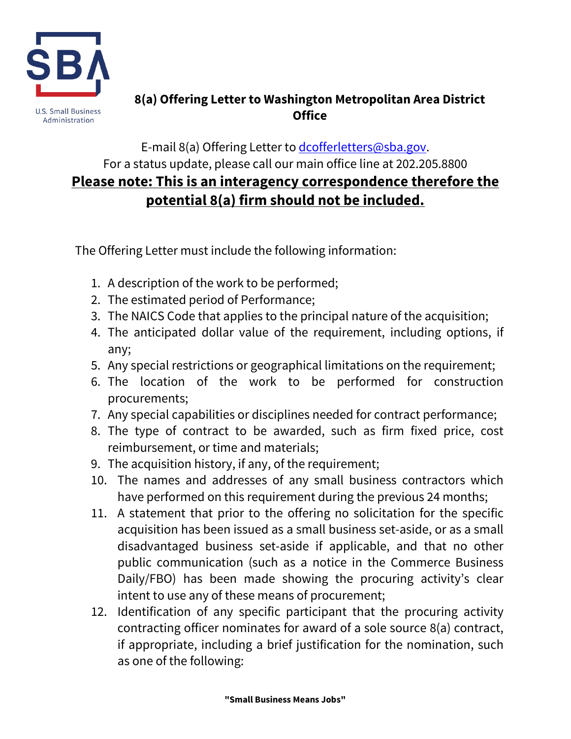# 8(a) Offering Letter to Washington Metropolitan Area District Office

E-mail 8(a) Offering Letter to [dcofferletters@sba.gov](mailto:dcofferletters@sba.gov).

For a status update, please call our main office line at 202.205.8800

**Please note: This is an interagency correspondence therefore the potential 8(a) firm should not be included.**

The Offering Letter must include the following information:

1. A description of the work to be performed;
2. The estimated period of Performance;
3. The NAICS Code that applies to the principal nature of the acquisition;
4. The anticipated dollar value of the requirement, including options, if any;
5. Any special restrictions or geographical limitations on the requirement;
6. The location of the work to be performed for construction procurements;
7. Any special capabilities or disciplines needed for contract performance;
8. The type of contract to be awarded, such as firm fixed price, cost reimbursement, or time and materials;
9. The acquisition history, if any, of the requirement;
10. The names and addresses of any small business contractors which have performed on this requirement during the previous 24 months;
11. A statement that prior to the offering no solicitation for the specific acquisition has been issued as a small business set-aside, or as a small disadvantaged business set-aside if applicable, and that no other public communication (such as a notice in the Commerce Business Daily/FBO) has been made showing the procuring activity's clear intent to use any of these means of procurement;
12. Identification of any specific participant that the procuring activity contracting officer nominates for award of a sole source 8(a) contract, if appropriate, including a brief justification for the nomination, such as one of the following: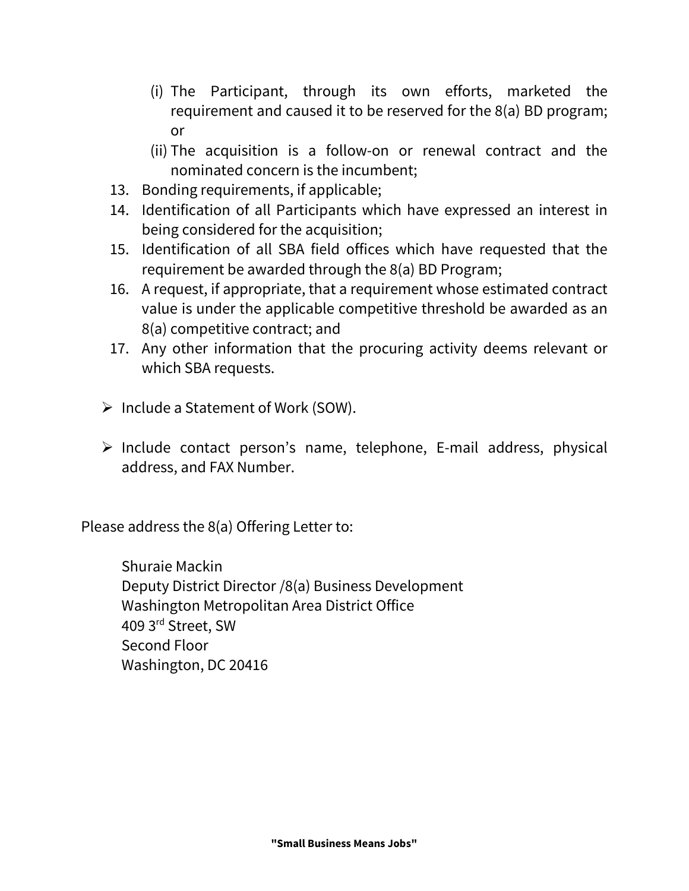(i) The Participant, through its own efforts, marketed the requirement and caused it to be reserved for the 8(a) BD program; or
   (ii) The acquisition is a follow-on or renewal contract and the nominated concern is the incumbent;

13. Bonding requirements, if applicable;
14. Identification of all Participants which have expressed an interest in being considered for the acquisition;
15. Identification of all SBA field offices which have requested that the requirement be awarded through the 8(a) BD Program;
16. A request, if appropriate, that a requirement whose estimated contract value is under the applicable competitive threshold be awarded as an 8(a) competitive contract; and
17. Any other information that the procuring activity deems relevant or which SBA requests.

- Include a Statement of Work (SOW).

- Include contact person's name, telephone, E-mail address, physical address, and FAX Number.

Please address the 8(a) Offering Letter to:

Shuraie Mackin
Deputy District Director /8(a) Business Development
Washington Metropolitan Area District Office
409 3rd Street, SW
Second Floor
Washington, DC 20416

**"Small Business Means Jobs"**